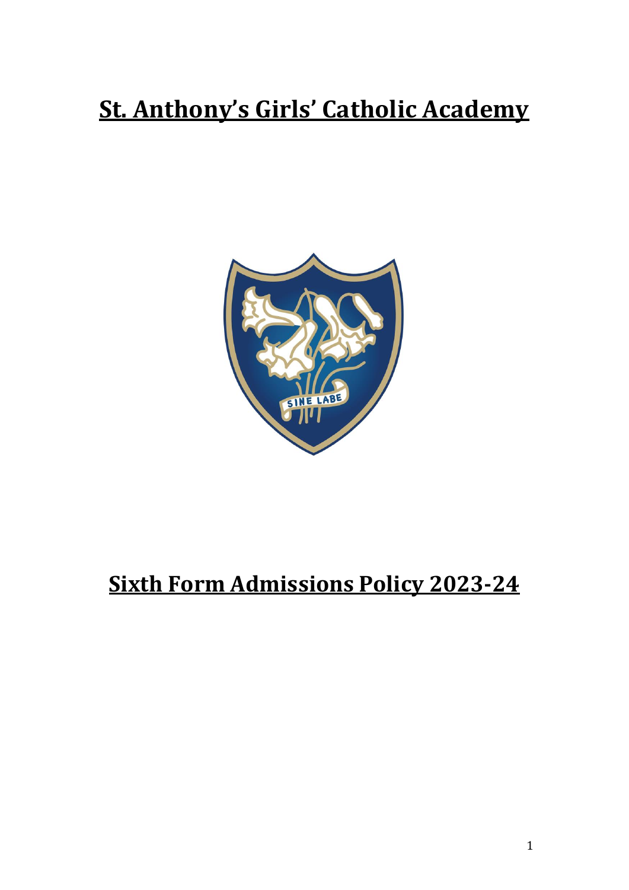# St. Anthony's Girls' Catholic Academy

# Sixth Form Admissions Policy 2023-24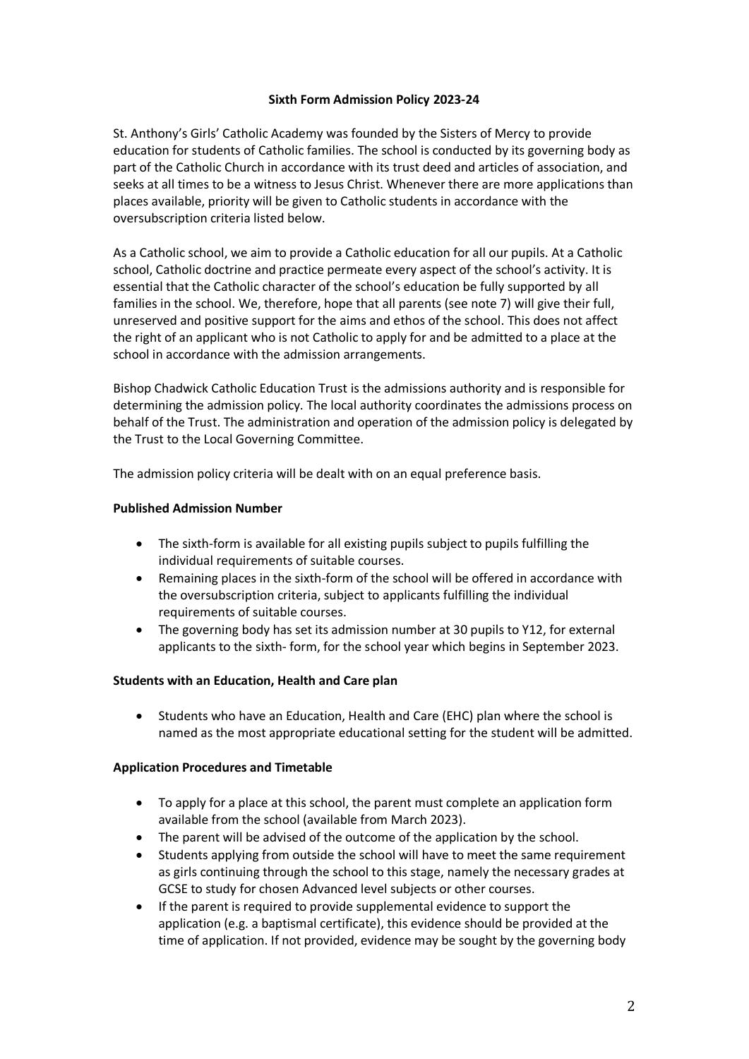**Sixth Form Admission Policy 2023-24**

St. Anthony's Girls' Catholic Academy was founded by the Sisters of Mercy to provide education for students of Catholic families. The school is conducted by its governing body as part of the Catholic Church in accordance with its trust deed and articles of association, and seeks at all times to be a witness to Jesus Christ. Whenever there are more applications than places available, priority will be given to Catholic students in accordance with the oversubscription criteria listed below.

As a Catholic school, we aim to provide a Catholic education for all our pupils. At a Catholic school, Catholic doctrine and practice permeate every aspect of the school's activity. It is essential that the Catholic character of the school's education be fully supported by all families in the school. We, therefore, hope that all parents (see note 7) will give their full, unreserved and positive support for the aims and ethos of the school. This does not affect the right of an applicant who is not Catholic to apply for and be admitted to a place at the school in accordance with the admission arrangements.

Bishop Chadwick Catholic Education Trust is the admissions authority and is responsible for determining the admission policy. The local authority coordinates the admissions process on behalf of the Trust. The administration and operation of the admission policy is delegated by the Trust to the Local Governing Committee.

The admission policy criteria will be dealt with on an equal preference basis.

**Published Admission Number**

- The sixth-form is available for all existing pupils subject to pupils fulfilling the individual requirements of suitable courses.
- Remaining places in the sixth-form of the school will be offered in accordance with the oversubscription criteria, subject to applicants fulfilling the individual requirements of suitable courses.
- The governing body has set its admission number at 30 pupils to Y12, for external applicants to the sixth- form, for the school year which begins in September 2023.

**Students with an Education, Health and Care plan**

- Students who have an Education, Health and Care (EHC) plan where the school is named as the most appropriate educational setting for the student will be admitted.

**Application Procedures and Timetable**

- To apply for a place at this school, the parent must complete an application form available from the school (available from March 2023).
- The parent will be advised of the outcome of the application by the school.
- Students applying from outside the school will have to meet the same requirement as girls continuing through the school to this stage, namely the necessary grades at GCSE to study for chosen Advanced level subjects or other courses.
- If the parent is required to provide supplemental evidence to support the application (e.g. a baptismal certificate), this evidence should be provided at the time of application. If not provided, evidence may be sought by the governing body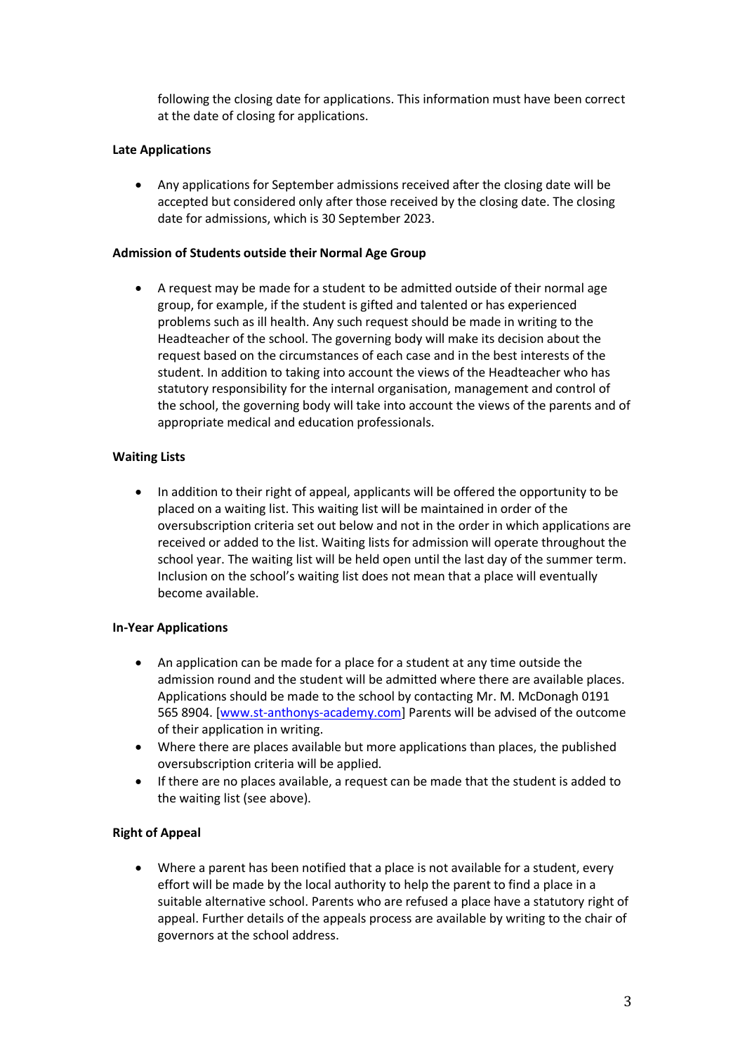following the closing date for applications. This information must have been correct at the date of closing for applications.

**Late Applications**

- Any applications for September admissions received after the closing date will be accepted but considered only after those received by the closing date. The closing date for admissions, which is 30 September 2023.

**Admission of Students outside their Normal Age Group**

- A request may be made for a student to be admitted outside of their normal age group, for example, if the student is gifted and talented or has experienced problems such as ill health. Any such request should be made in writing to the Headteacher of the school. The governing body will make its decision about the request based on the circumstances of each case and in the best interests of the student. In addition to taking into account the views of the Headteacher who has statutory responsibility for the internal organisation, management and control of the school, the governing body will take into account the views of the parents and of appropriate medical and education professionals.

**Waiting Lists**

- In addition to their right of appeal, applicants will be offered the opportunity to be placed on a waiting list. This waiting list will be maintained in order of the oversubscription criteria set out below and not in the order in which applications are received or added to the list. Waiting lists for admission will operate throughout the school year. The waiting list will be held open until the last day of the summer term. Inclusion on the school's waiting list does not mean that a place will eventually become available.

**In-Year Applications**

- An application can be made for a place for a student at any time outside the admission round and the student will be admitted where there are available places. Applications should be made to the school by contacting Mr. M. McDonagh 0191 565 8904. [www.st-anthonys-academy.com] Parents will be advised of the outcome of their application in writing.
- Where there are places available but more applications than places, the published oversubscription criteria will be applied.
- If there are no places available, a request can be made that the student is added to the waiting list (see above).

**Right of Appeal**

- Where a parent has been notified that a place is not available for a student, every effort will be made by the local authority to help the parent to find a place in a suitable alternative school. Parents who are refused a place have a statutory right of appeal. Further details of the appeals process are available by writing to the chair of governors at the school address.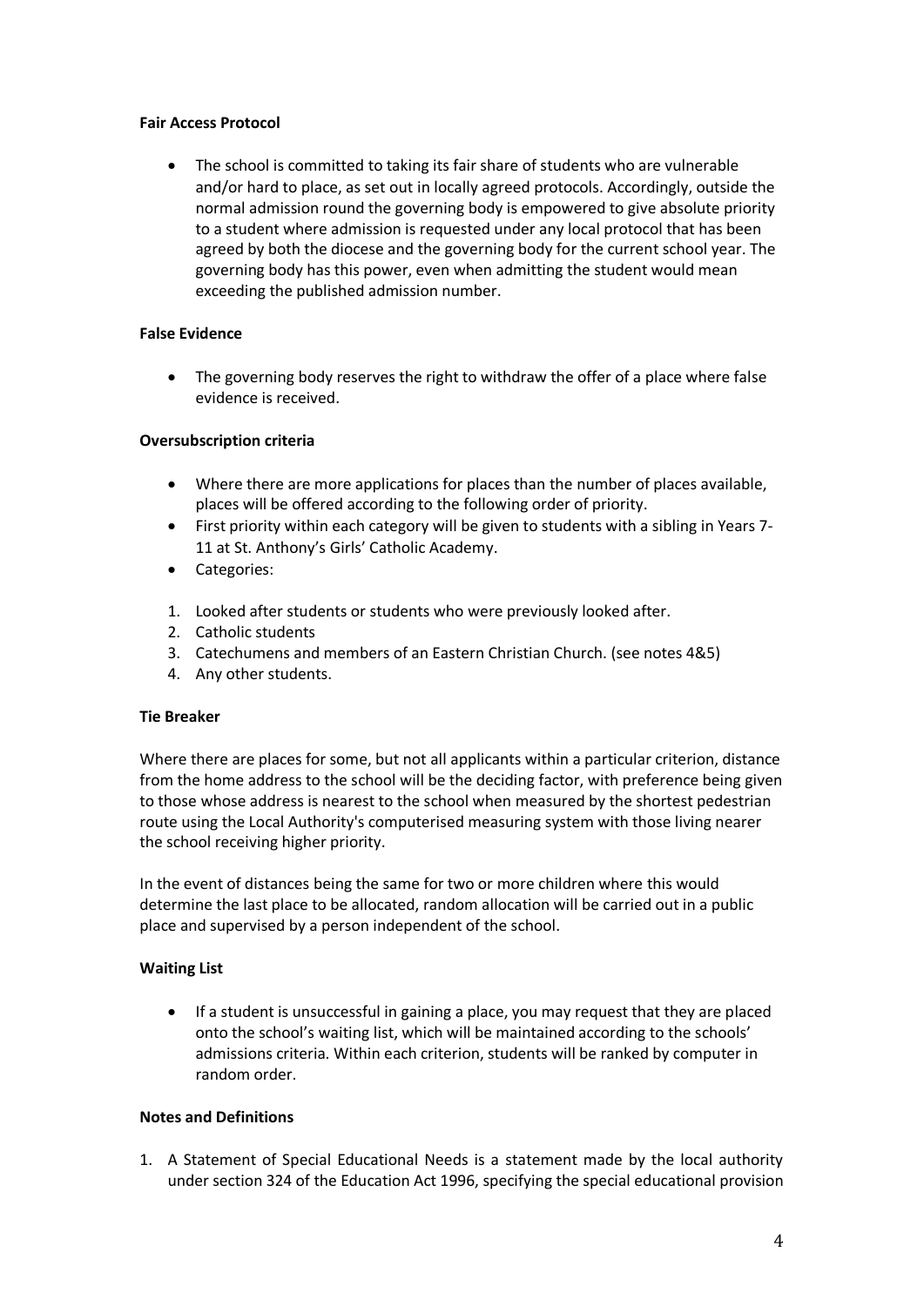**Fair Access Protocol**

- The school is committed to taking its fair share of students who are vulnerable and/or hard to place, as set out in locally agreed protocols. Accordingly, outside the normal admission round the governing body is empowered to give absolute priority to a student where admission is requested under any local protocol that has been agreed by both the diocese and the governing body for the current school year. The governing body has this power, even when admitting the student would mean exceeding the published admission number.

**False Evidence**

- The governing body reserves the right to withdraw the offer of a place where false evidence is received.

**Oversubscription criteria**

- Where there are more applications for places than the number of places available, places will be offered according to the following order of priority.
- First priority within each category will be given to students with a sibling in Years 7-11 at St. Anthony's Girls' Catholic Academy.
- Categories:

1. Looked after students or students who were previously looked after.
2. Catholic students
3. Catechumens and members of an Eastern Christian Church. (see notes 4&5)
4. Any other students.

**Tie Breaker**

Where there are places for some, but not all applicants within a particular criterion, distance from the home address to the school will be the deciding factor, with preference being given to those whose address is nearest to the school when measured by the shortest pedestrian route using the Local Authority's computerised measuring system with those living nearer the school receiving higher priority.

In the event of distances being the same for two or more children where this would determine the last place to be allocated, random allocation will be carried out in a public place and supervised by a person independent of the school.

**Waiting List**

- If a student is unsuccessful in gaining a place, you may request that they are placed onto the school's waiting list, which will be maintained according to the schools' admissions criteria. Within each criterion, students will be ranked by computer in random order.

**Notes and Definitions**

1. A Statement of Special Educational Needs is a statement made by the local authority under section 324 of the Education Act 1996, specifying the special educational provision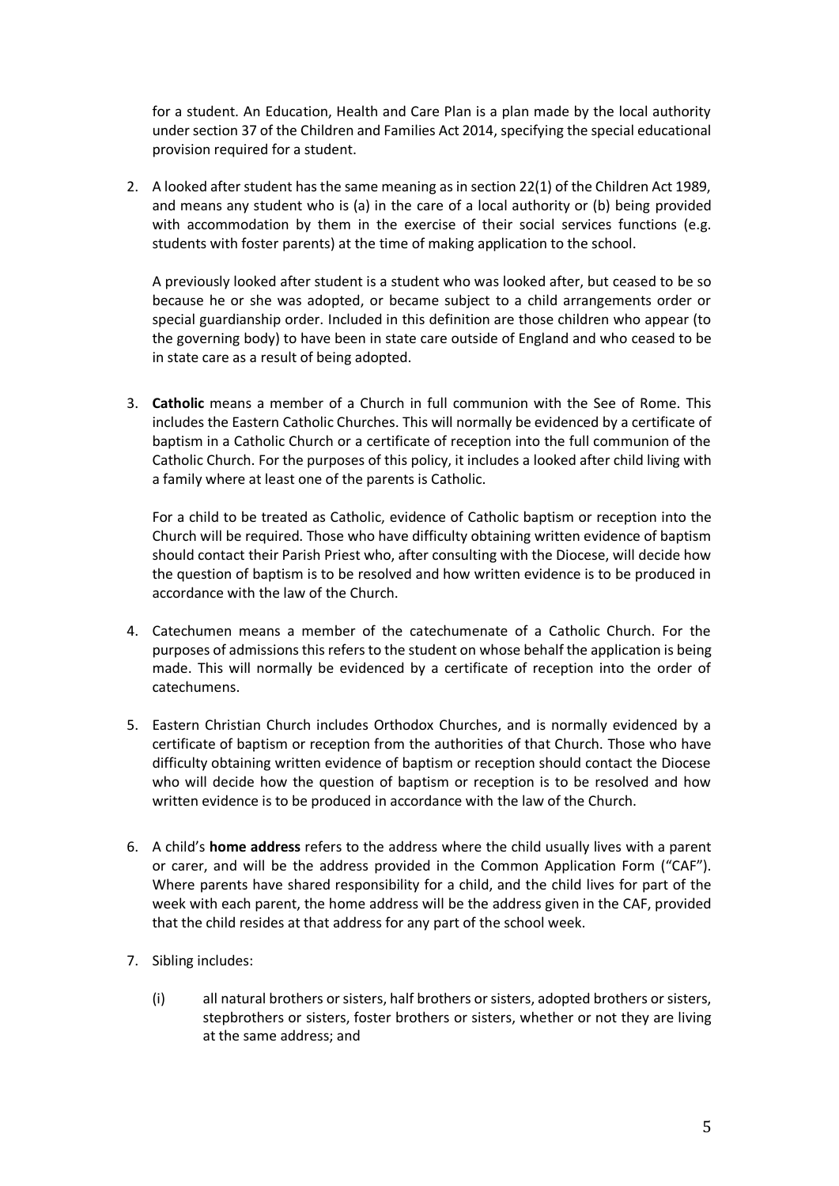for a student. An Education, Health and Care Plan is a plan made by the local authority under section 37 of the Children and Families Act 2014, specifying the special educational provision required for a student.

2. A looked after student has the same meaning as in section 22(1) of the Children Act 1989, and means any student who is (a) in the care of a local authority or (b) being provided with accommodation by them in the exercise of their social services functions (e.g. students with foster parents) at the time of making application to the school.

   A previously looked after student is a student who was looked after, but ceased to be so because he or she was adopted, or became subject to a child arrangements order or special guardianship order. Included in this definition are those children who appear (to the governing body) to have been in state care outside of England and who ceased to be in state care as a result of being adopted.

3. **Catholic** means a member of a Church in full communion with the See of Rome. This includes the Eastern Catholic Churches. This will normally be evidenced by a certificate of baptism in a Catholic Church or a certificate of reception into the full communion of the Catholic Church. For the purposes of this policy, it includes a looked after child living with a family where at least one of the parents is Catholic.

   For a child to be treated as Catholic, evidence of Catholic baptism or reception into the Church will be required. Those who have difficulty obtaining written evidence of baptism should contact their Parish Priest who, after consulting with the Diocese, will decide how the question of baptism is to be resolved and how written evidence is to be produced in accordance with the law of the Church.

4. Catechumen means a member of the catechumenate of a Catholic Church. For the purposes of admissions this refers to the student on whose behalf the application is being made. This will normally be evidenced by a certificate of reception into the order of catechumens.

5. Eastern Christian Church includes Orthodox Churches, and is normally evidenced by a certificate of baptism or reception from the authorities of that Church. Those who have difficulty obtaining written evidence of baptism or reception should contact the Diocese who will decide how the question of baptism or reception is to be resolved and how written evidence is to be produced in accordance with the law of the Church.

6. A child's **home address** refers to the address where the child usually lives with a parent or carer, and will be the address provided in the Common Application Form ("CAF"). Where parents have shared responsibility for a child, and the child lives for part of the week with each parent, the home address will be the address given in the CAF, provided that the child resides at that address for any part of the school week.

7. Sibling includes:

   (i) all natural brothers or sisters, half brothers or sisters, adopted brothers or sisters, stepbrothers or sisters, foster brothers or sisters, whether or not they are living at the same address; and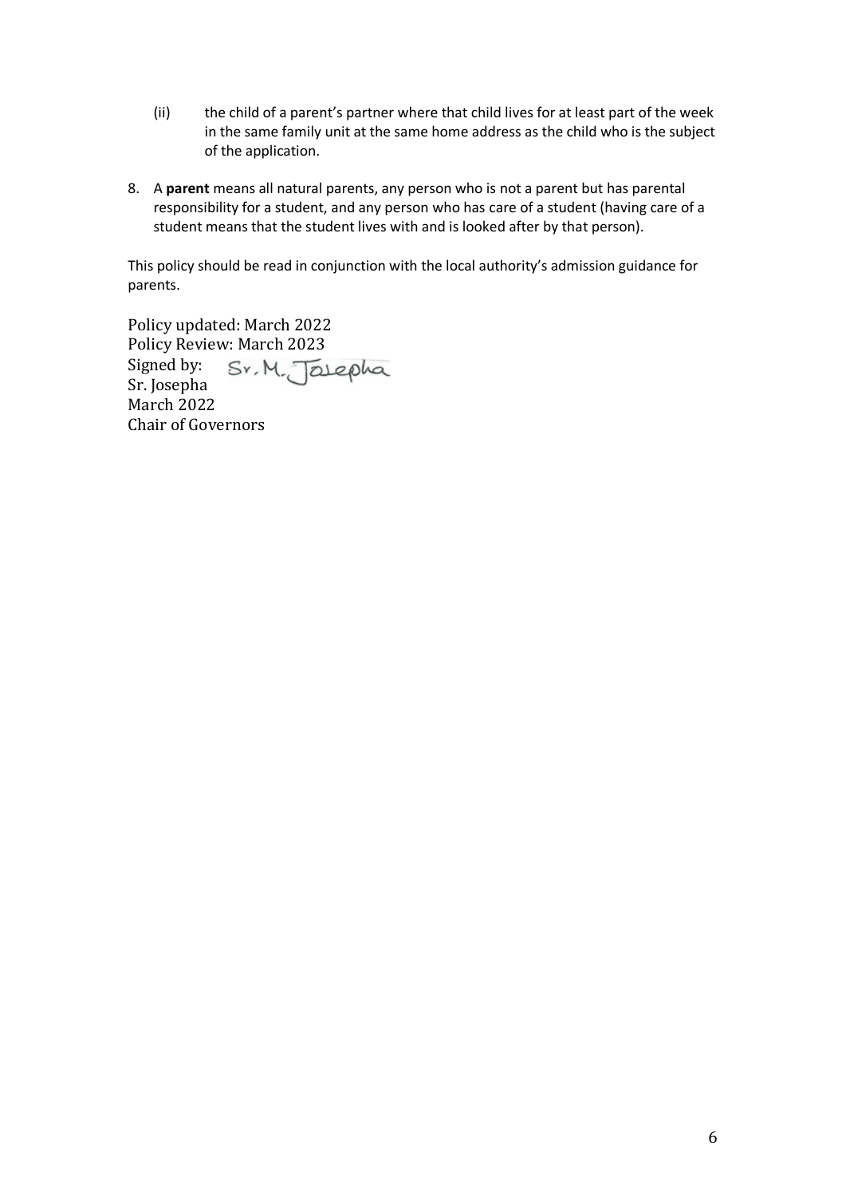(ii) the child of a parent's partner where that child lives for at least part of the week in the same family unit at the same home address as the child who is the subject of the application.

8. A **parent** means all natural parents, any person who is not a parent but has parental responsibility for a student, and any person who has care of a student (having care of a student means that the student lives with and is looked after by that person).

This policy should be read in conjunction with the local authority's admission guidance for parents.

Policy updated: March 2022
Policy Review: March 2023
Signed by: Sr. M. Josepha
Sr. Josepha
March 2022
Chair of Governors